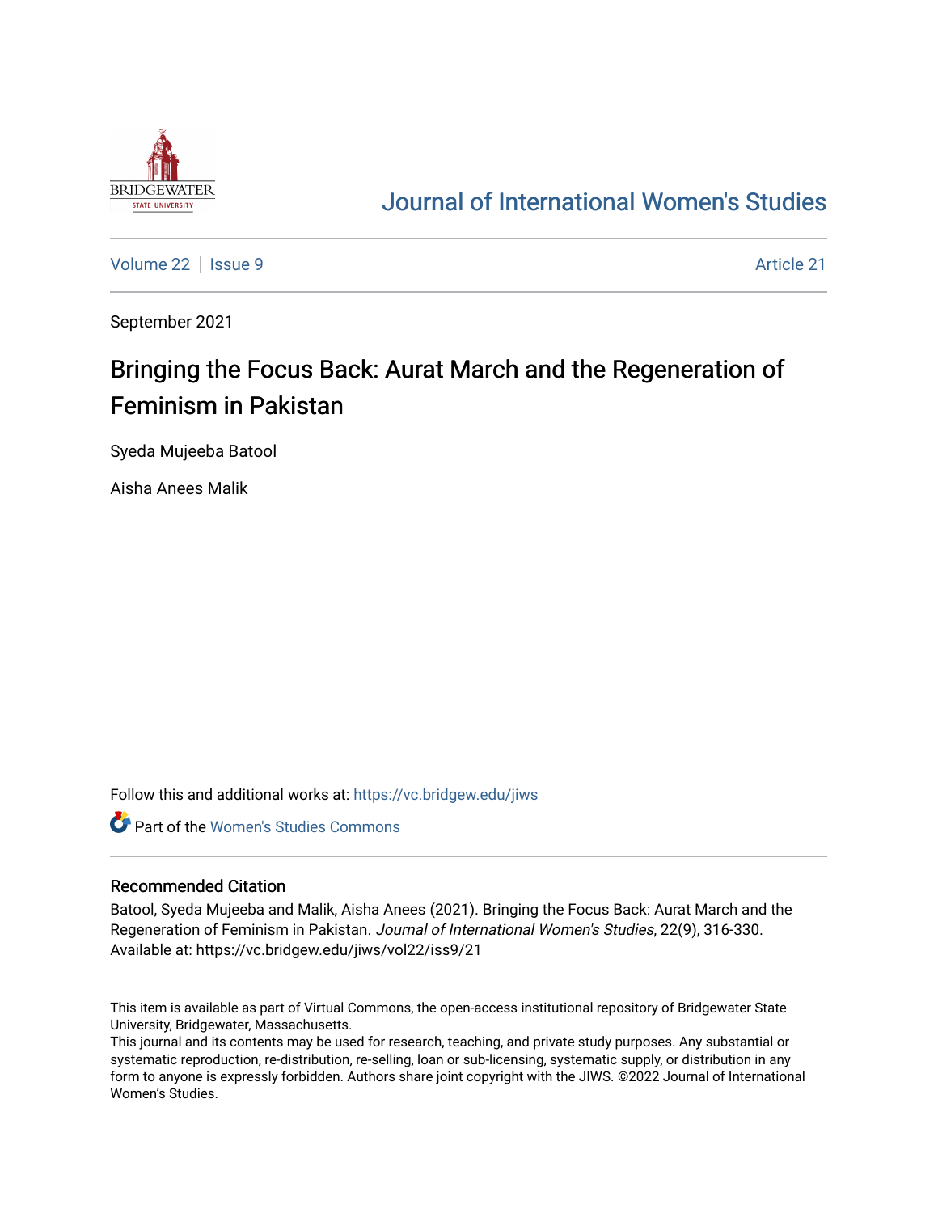# Journal of International Women's Studies

Volume 22 | Issue 9 | Article 21

September 2021

## Bringing the Focus Back: Aurat March and the Regeneration of Feminism in Pakistan

Syeda Mujeeba Batool

Aisha Anees Malik

Follow this and additional works at: https://vc.bridgew.edu/jiws

Part of the Women's Studies Commons

### Recommended Citation

Batool, Syeda Mujeeba and Malik, Aisha Anees (2021). Bringing the Focus Back: Aurat March and the Regeneration of Feminism in Pakistan. *Journal of International Women's Studies*, 22(9), 316-330. Available at: https://vc.bridgew.edu/jiws/vol22/iss9/21

This item is available as part of Virtual Commons, the open-access institutional repository of Bridgewater State University, Bridgewater, Massachusetts.
This journal and its contents may be used for research, teaching, and private study purposes. Any substantial or systematic reproduction, re-distribution, re-selling, loan or sub-licensing, systematic supply, or distribution in any form to anyone is expressly forbidden. Authors share joint copyright with the JIWS. ©2022 Journal of International Women's Studies.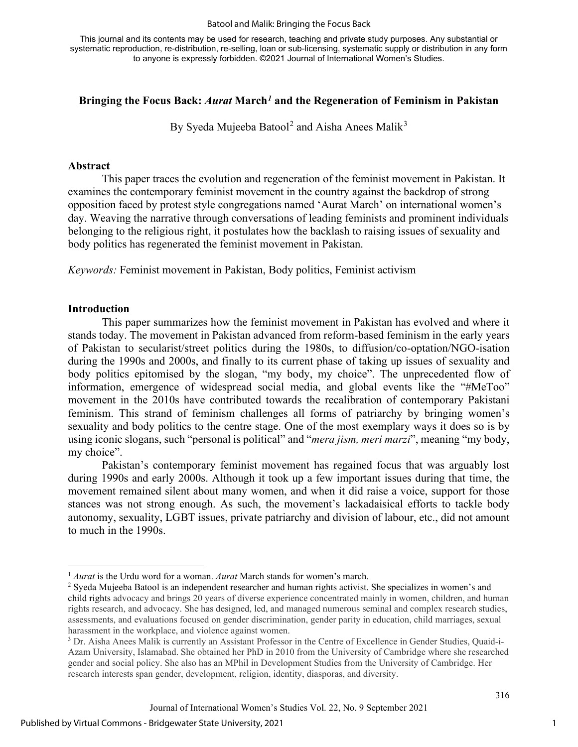## Bringing the Focus Back: *Aurat* March[1] and the Regeneration of Feminism in Pakistan

By Syeda Mujeeba Batool[2] and Aisha Anees Malik[3]

### Abstract

This paper traces the evolution and regeneration of the feminist movement in Pakistan. It examines the contemporary feminist movement in the country against the backdrop of strong opposition faced by protest style congregations named 'Aurat March' on international women's day. Weaving the narrative through conversations of leading feminists and prominent individuals belonging to the religious right, it postulates how the backlash to raising issues of sexuality and body politics has regenerated the feminist movement in Pakistan.

*Keywords:* Feminist movement in Pakistan, Body politics, Feminist activism

### Introduction

This paper summarizes how the feminist movement in Pakistan has evolved and where it stands today. The movement in Pakistan advanced from reform-based feminism in the early years of Pakistan to secularist/street politics during the 1980s, to diffusion/co-optation/NGO-isation during the 1990s and 2000s, and finally to its current phase of taking up issues of sexuality and body politics epitomised by the slogan, "my body, my choice". The unprecedented flow of information, emergence of widespread social media, and global events like the "#MeToo" movement in the 2010s have contributed towards the recalibration of contemporary Pakistani feminism. This strand of feminism challenges all forms of patriarchy by bringing women's sexuality and body politics to the centre stage. One of the most exemplary ways it does so is by using iconic slogans, such "personal is political" and "*mera jism, meri marzi*", meaning "my body, my choice".

Pakistan's contemporary feminist movement has regained focus that was arguably lost during 1990s and early 2000s. Although it took up a few important issues during that time, the movement remained silent about many women, and when it did raise a voice, support for those stances was not strong enough. As such, the movement's lackadaisical efforts to tackle body autonomy, sexuality, LGBT issues, private patriarchy and division of labour, etc., did not amount to much in the 1990s.

---

[1] *Aurat* is the Urdu word for a woman. *Aurat* March stands for women's march.

[2] Syeda Mujeeba Batool is an independent researcher and human rights activist. She specializes in women's and child rights advocacy and brings 20 years of diverse experience concentrated mainly in women, children, and human rights research, and advocacy. She has designed, led, and managed numerous seminal and complex research studies, assessments, and evaluations focused on gender discrimination, gender parity in education, child marriages, sexual harassment in the workplace, and violence against women.

[3] Dr. Aisha Anees Malik is currently an Assistant Professor in the Centre of Excellence in Gender Studies, Quaid-i-Azam University, Islamabad. She obtained her PhD in 2010 from the University of Cambridge where she researched gender and social policy. She also has an MPhil in Development Studies from the University of Cambridge. Her research interests span gender, development, religion, identity, diasporas, and diversity.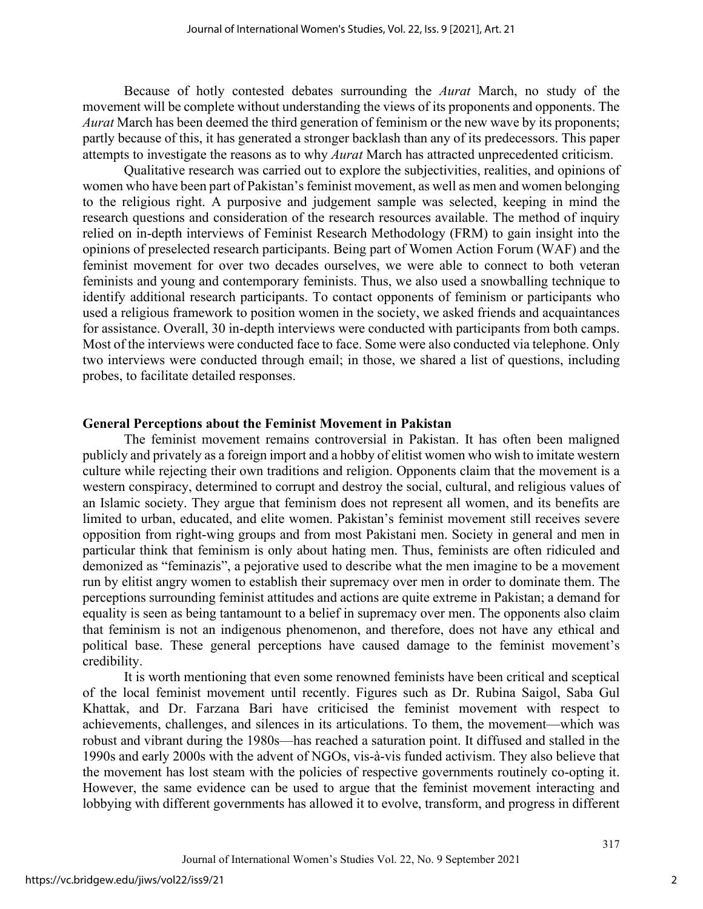Because of hotly contested debates surrounding the *Aurat* March, no study of the movement will be complete without understanding the views of its proponents and opponents. The *Aurat* March has been deemed the third generation of feminism or the new wave by its proponents; partly because of this, it has generated a stronger backlash than any of its predecessors. This paper attempts to investigate the reasons as to why *Aurat* March has attracted unprecedented criticism.

Qualitative research was carried out to explore the subjectivities, realities, and opinions of women who have been part of Pakistan's feminist movement, as well as men and women belonging to the religious right. A purposive and judgement sample was selected, keeping in mind the research questions and consideration of the research resources available. The method of inquiry relied on in-depth interviews of Feminist Research Methodology (FRM) to gain insight into the opinions of preselected research participants. Being part of Women Action Forum (WAF) and the feminist movement for over two decades ourselves, we were able to connect to both veteran feminists and young and contemporary feminists. Thus, we also used a snowballing technique to identify additional research participants. To contact opponents of feminism or participants who used a religious framework to position women in the society, we asked friends and acquaintances for assistance. Overall, 30 in-depth interviews were conducted with participants from both camps. Most of the interviews were conducted face to face. Some were also conducted via telephone. Only two interviews were conducted through email; in those, we shared a list of questions, including probes, to facilitate detailed responses.

## General Perceptions about the Feminist Movement in Pakistan

The feminist movement remains controversial in Pakistan. It has often been maligned publicly and privately as a foreign import and a hobby of elitist women who wish to imitate western culture while rejecting their own traditions and religion. Opponents claim that the movement is a western conspiracy, determined to corrupt and destroy the social, cultural, and religious values of an Islamic society. They argue that feminism does not represent all women, and its benefits are limited to urban, educated, and elite women. Pakistan's feminist movement still receives severe opposition from right-wing groups and from most Pakistani men. Society in general and men in particular think that feminism is only about hating men. Thus, feminists are often ridiculed and demonized as "feminazis", a pejorative used to describe what the men imagine to be a movement run by elitist angry women to establish their supremacy over men in order to dominate them. The perceptions surrounding feminist attitudes and actions are quite extreme in Pakistan; a demand for equality is seen as being tantamount to a belief in supremacy over men. The opponents also claim that feminism is not an indigenous phenomenon, and therefore, does not have any ethical and political base. These general perceptions have caused damage to the feminist movement's credibility.

It is worth mentioning that even some renowned feminists have been critical and sceptical of the local feminist movement until recently. Figures such as Dr. Rubina Saigol, Saba Gul Khattak, and Dr. Farzana Bari have criticised the feminist movement with respect to achievements, challenges, and silences in its articulations. To them, the movement—which was robust and vibrant during the 1980s—has reached a saturation point. It diffused and stalled in the 1990s and early 2000s with the advent of NGOs, vis-à-vis funded activism. They also believe that the movement has lost steam with the policies of respective governments routinely co-opting it. However, the same evidence can be used to argue that the feminist movement interacting and lobbying with different governments has allowed it to evolve, transform, and progress in different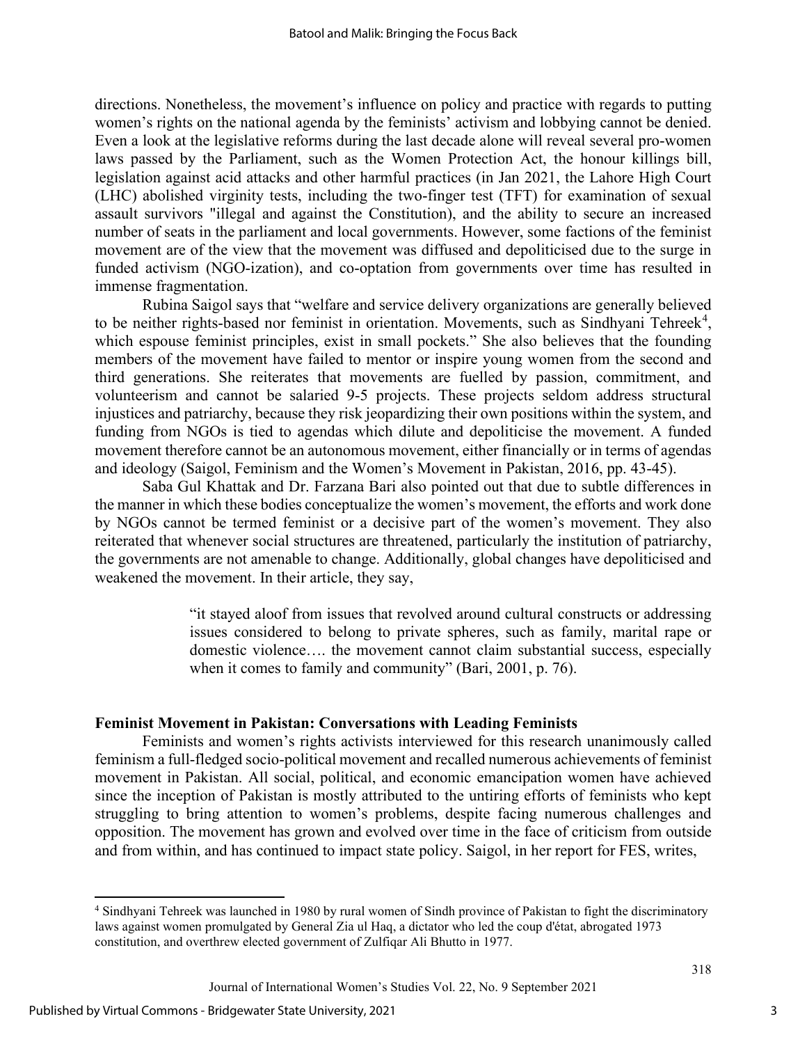directions. Nonetheless, the movement's influence on policy and practice with regards to putting women's rights on the national agenda by the feminists' activism and lobbying cannot be denied. Even a look at the legislative reforms during the last decade alone will reveal several pro-women laws passed by the Parliament, such as the Women Protection Act, the honour killings bill, legislation against acid attacks and other harmful practices (in Jan 2021, the Lahore High Court (LHC) abolished virginity tests, including the two-finger test (TFT) for examination of sexual assault survivors "illegal and against the Constitution), and the ability to secure an increased number of seats in the parliament and local governments. However, some factions of the feminist movement are of the view that the movement was diffused and depoliticised due to the surge in funded activism (NGO-ization), and co-optation from governments over time has resulted in immense fragmentation.

Rubina Saigol says that "welfare and service delivery organizations are generally believed to be neither rights-based nor feminist in orientation. Movements, such as Sindhyani Tehreek[4], which espouse feminist principles, exist in small pockets." She also believes that the founding members of the movement have failed to mentor or inspire young women from the second and third generations. She reiterates that movements are fuelled by passion, commitment, and volunteerism and cannot be salaried 9-5 projects. These projects seldom address structural injustices and patriarchy, because they risk jeopardizing their own positions within the system, and funding from NGOs is tied to agendas which dilute and depoliticise the movement. A funded movement therefore cannot be an autonomous movement, either financially or in terms of agendas and ideology (Saigol, Feminism and the Women's Movement in Pakistan, 2016, pp. 43-45).

Saba Gul Khattak and Dr. Farzana Bari also pointed out that due to subtle differences in the manner in which these bodies conceptualize the women's movement, the efforts and work done by NGOs cannot be termed feminist or a decisive part of the women's movement. They also reiterated that whenever social structures are threatened, particularly the institution of patriarchy, the governments are not amenable to change. Additionally, global changes have depoliticised and weakened the movement. In their article, they say,

> "it stayed aloof from issues that revolved around cultural constructs or addressing issues considered to belong to private spheres, such as family, marital rape or domestic violence…. the movement cannot claim substantial success, especially when it comes to family and community" (Bari, 2001, p. 76).

**Feminist Movement in Pakistan: Conversations with Leading Feminists**

Feminists and women's rights activists interviewed for this research unanimously called feminism a full-fledged socio-political movement and recalled numerous achievements of feminist movement in Pakistan. All social, political, and economic emancipation women have achieved since the inception of Pakistan is mostly attributed to the untiring efforts of feminists who kept struggling to bring attention to women's problems, despite facing numerous challenges and opposition. The movement has grown and evolved over time in the face of criticism from outside and from within, and has continued to impact state policy. Saigol, in her report for FES, writes,

[4] Sindhyani Tehreek was launched in 1980 by rural women of Sindh province of Pakistan to fight the discriminatory laws against women promulgated by General Zia ul Haq, a dictator who led the coup d'état, abrogated 1973 constitution, and overthrew elected government of Zulfiqar Ali Bhutto in 1977.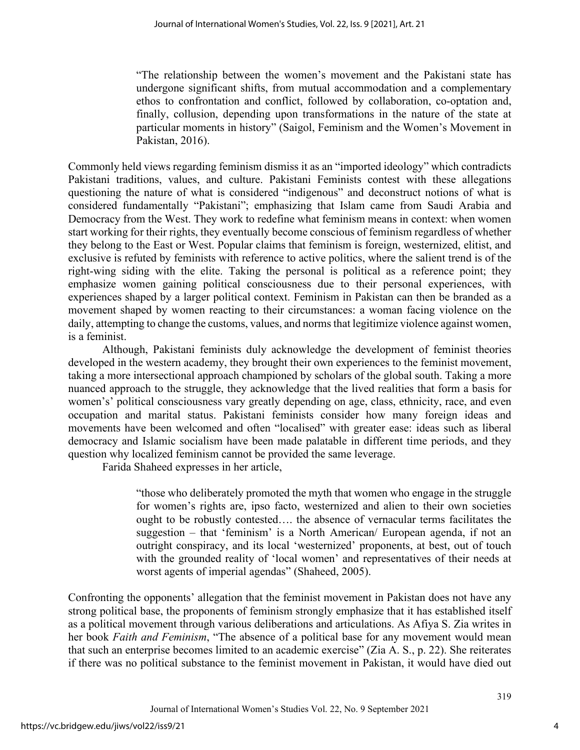> "The relationship between the women's movement and the Pakistani state has undergone significant shifts, from mutual accommodation and a complementary ethos to confrontation and conflict, followed by collaboration, co-optation and, finally, collusion, depending upon transformations in the nature of the state at particular moments in history" (Saigol, Feminism and the Women's Movement in Pakistan, 2016).

Commonly held views regarding feminism dismiss it as an "imported ideology" which contradicts Pakistani traditions, values, and culture. Pakistani Feminists contest with these allegations questioning the nature of what is considered "indigenous" and deconstruct notions of what is considered fundamentally "Pakistani"; emphasizing that Islam came from Saudi Arabia and Democracy from the West. They work to redefine what feminism means in context: when women start working for their rights, they eventually become conscious of feminism regardless of whether they belong to the East or West. Popular claims that feminism is foreign, westernized, elitist, and exclusive is refuted by feminists with reference to active politics, where the salient trend is of the right-wing siding with the elite. Taking the personal is political as a reference point; they emphasize women gaining political consciousness due to their personal experiences, with experiences shaped by a larger political context. Feminism in Pakistan can then be branded as a movement shaped by women reacting to their circumstances: a woman facing violence on the daily, attempting to change the customs, values, and norms that legitimize violence against women, is a feminist.

Although, Pakistani feminists duly acknowledge the development of feminist theories developed in the western academy, they brought their own experiences to the feminist movement, taking a more intersectional approach championed by scholars of the global south. Taking a more nuanced approach to the struggle, they acknowledge that the lived realities that form a basis for women's' political consciousness vary greatly depending on age, class, ethnicity, race, and even occupation and marital status. Pakistani feminists consider how many foreign ideas and movements have been welcomed and often "localised" with greater ease: ideas such as liberal democracy and Islamic socialism have been made palatable in different time periods, and they question why localized feminism cannot be provided the same leverage.

Farida Shaheed expresses in her article,

> "those who deliberately promoted the myth that women who engage in the struggle for women's rights are, ipso facto, westernized and alien to their own societies ought to be robustly contested…. the absence of vernacular terms facilitates the suggestion – that 'feminism' is a North American/ European agenda, if not an outright conspiracy, and its local 'westernized' proponents, at best, out of touch with the grounded reality of 'local women' and representatives of their needs at worst agents of imperial agendas" (Shaheed, 2005).

Confronting the opponents' allegation that the feminist movement in Pakistan does not have any strong political base, the proponents of feminism strongly emphasize that it has established itself as a political movement through various deliberations and articulations. As Afiya S. Zia writes in her book *Faith and Feminism*, "The absence of a political base for any movement would mean that such an enterprise becomes limited to an academic exercise" (Zia A. S., p. 22). She reiterates if there was no political substance to the feminist movement in Pakistan, it would have died out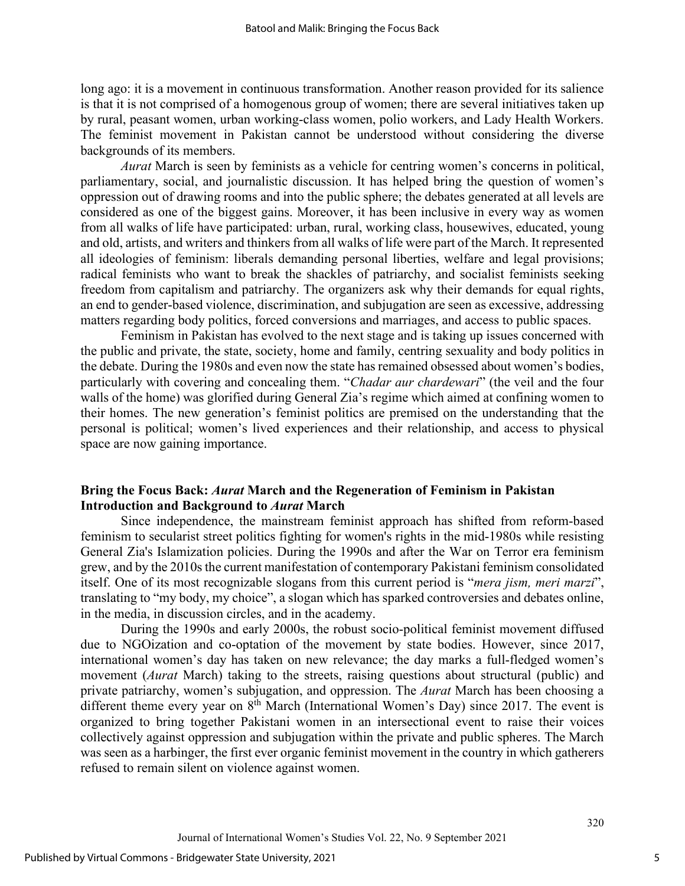long ago: it is a movement in continuous transformation. Another reason provided for its salience is that it is not comprised of a homogenous group of women; there are several initiatives taken up by rural, peasant women, urban working-class women, polio workers, and Lady Health Workers. The feminist movement in Pakistan cannot be understood without considering the diverse backgrounds of its members.

*Aurat* March is seen by feminists as a vehicle for centring women's concerns in political, parliamentary, social, and journalistic discussion. It has helped bring the question of women's oppression out of drawing rooms and into the public sphere; the debates generated at all levels are considered as one of the biggest gains. Moreover, it has been inclusive in every way as women from all walks of life have participated: urban, rural, working class, housewives, educated, young and old, artists, and writers and thinkers from all walks of life were part of the March. It represented all ideologies of feminism: liberals demanding personal liberties, welfare and legal provisions; radical feminists who want to break the shackles of patriarchy, and socialist feminists seeking freedom from capitalism and patriarchy. The organizers ask why their demands for equal rights, an end to gender-based violence, discrimination, and subjugation are seen as excessive, addressing matters regarding body politics, forced conversions and marriages, and access to public spaces.

Feminism in Pakistan has evolved to the next stage and is taking up issues concerned with the public and private, the state, society, home and family, centring sexuality and body politics in the debate. During the 1980s and even now the state has remained obsessed about women's bodies, particularly with covering and concealing them. "*Chadar aur chardewari*" (the veil and the four walls of the home) was glorified during General Zia's regime which aimed at confining women to their homes. The new generation's feminist politics are premised on the understanding that the personal is political; women's lived experiences and their relationship, and access to physical space are now gaining importance.

## Bring the Focus Back: *Aurat* March and the Regeneration of Feminism in Pakistan

### Introduction and Background to *Aurat* March

Since independence, the mainstream feminist approach has shifted from reform-based feminism to secularist street politics fighting for women's rights in the mid-1980s while resisting General Zia's Islamization policies. During the 1990s and after the War on Terror era feminism grew, and by the 2010s the current manifestation of contemporary Pakistani feminism consolidated itself. One of its most recognizable slogans from this current period is "*mera jism, meri marzi*", translating to "my body, my choice", a slogan which has sparked controversies and debates online, in the media, in discussion circles, and in the academy.

During the 1990s and early 2000s, the robust socio-political feminist movement diffused due to NGOization and co-optation of the movement by state bodies. However, since 2017, international women's day has taken on new relevance; the day marks a full-fledged women's movement (*Aurat* March) taking to the streets, raising questions about structural (public) and private patriarchy, women's subjugation, and oppression. The *Aurat* March has been choosing a different theme every year on 8th March (International Women's Day) since 2017. The event is organized to bring together Pakistani women in an intersectional event to raise their voices collectively against oppression and subjugation within the private and public spheres. The March was seen as a harbinger, the first ever organic feminist movement in the country in which gatherers refused to remain silent on violence against women.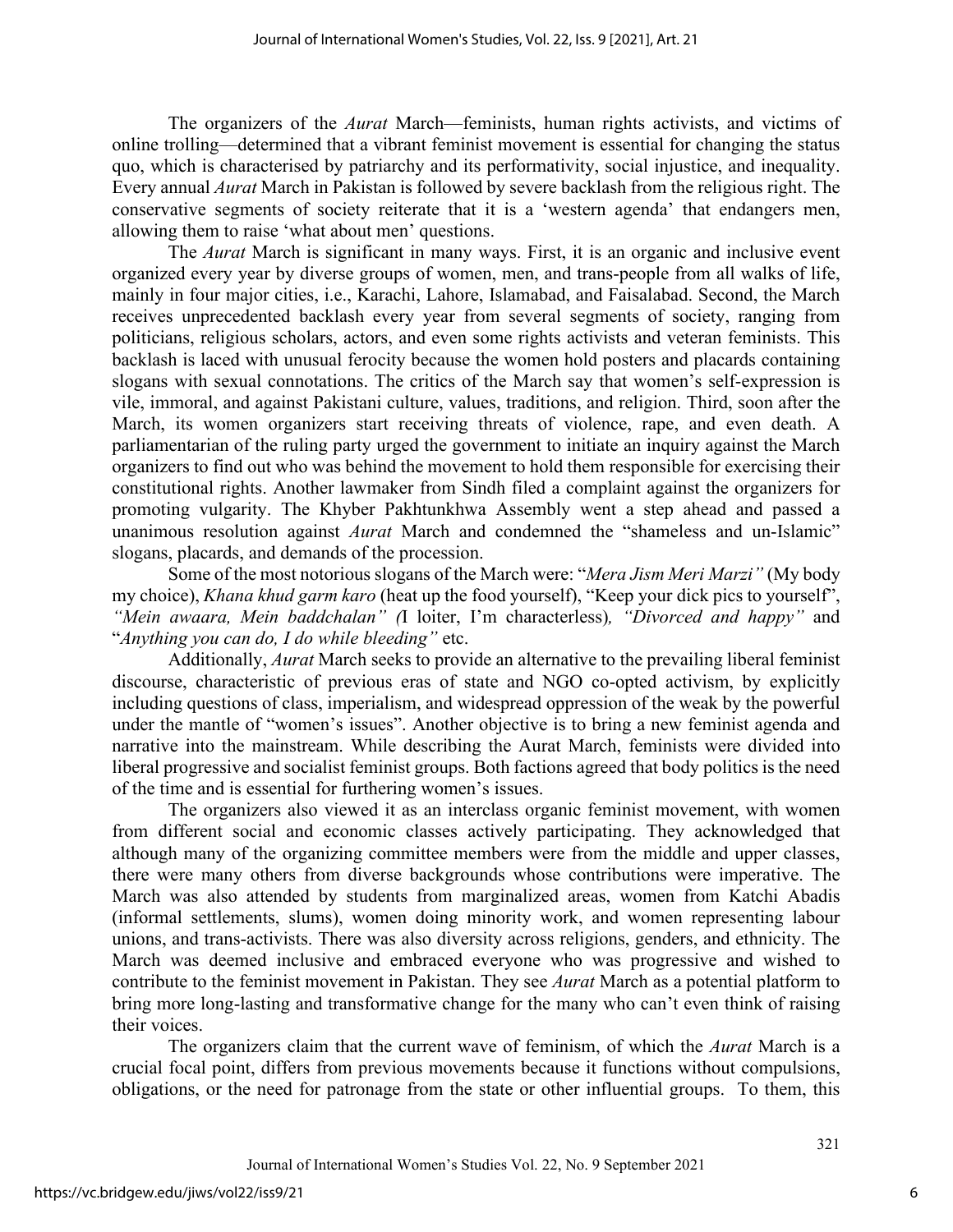The organizers of the *Aurat* March—feminists, human rights activists, and victims of online trolling—determined that a vibrant feminist movement is essential for changing the status quo, which is characterised by patriarchy and its performativity, social injustice, and inequality. Every annual *Aurat* March in Pakistan is followed by severe backlash from the religious right. The conservative segments of society reiterate that it is a 'western agenda' that endangers men, allowing them to raise 'what about men' questions.

The *Aurat* March is significant in many ways. First, it is an organic and inclusive event organized every year by diverse groups of women, men, and trans-people from all walks of life, mainly in four major cities, i.e., Karachi, Lahore, Islamabad, and Faisalabad. Second, the March receives unprecedented backlash every year from several segments of society, ranging from politicians, religious scholars, actors, and even some rights activists and veteran feminists. This backlash is laced with unusual ferocity because the women hold posters and placards containing slogans with sexual connotations. The critics of the March say that women's self-expression is vile, immoral, and against Pakistani culture, values, traditions, and religion. Third, soon after the March, its women organizers start receiving threats of violence, rape, and even death. A parliamentarian of the ruling party urged the government to initiate an inquiry against the March organizers to find out who was behind the movement to hold them responsible for exercising their constitutional rights. Another lawmaker from Sindh filed a complaint against the organizers for promoting vulgarity. The Khyber Pakhtunkhwa Assembly went a step ahead and passed a unanimous resolution against *Aurat* March and condemned the "shameless and un-Islamic" slogans, placards, and demands of the procession.

Some of the most notorious slogans of the March were: "*Mera Jism Meri Marzi"* (My body my choice), *Khana khud garm karo* (heat up the food yourself), "Keep your dick pics to yourself", *"Mein awaara, Mein baddchalan" (*I loiter, I'm characterless)*, "Divorced and happy"* and "*Anything you can do, I do while bleeding"* etc.

Additionally, *Aurat* March seeks to provide an alternative to the prevailing liberal feminist discourse, characteristic of previous eras of state and NGO co-opted activism, by explicitly including questions of class, imperialism, and widespread oppression of the weak by the powerful under the mantle of "women's issues". Another objective is to bring a new feminist agenda and narrative into the mainstream. While describing the Aurat March, feminists were divided into liberal progressive and socialist feminist groups. Both factions agreed that body politics is the need of the time and is essential for furthering women's issues.

The organizers also viewed it as an interclass organic feminist movement, with women from different social and economic classes actively participating. They acknowledged that although many of the organizing committee members were from the middle and upper classes, there were many others from diverse backgrounds whose contributions were imperative. The March was also attended by students from marginalized areas, women from Katchi Abadis (informal settlements, slums), women doing minority work, and women representing labour unions, and trans-activists. There was also diversity across religions, genders, and ethnicity. The March was deemed inclusive and embraced everyone who was progressive and wished to contribute to the feminist movement in Pakistan. They see *Aurat* March as a potential platform to bring more long-lasting and transformative change for the many who can't even think of raising their voices.

The organizers claim that the current wave of feminism, of which the *Aurat* March is a crucial focal point, differs from previous movements because it functions without compulsions, obligations, or the need for patronage from the state or other influential groups. To them, this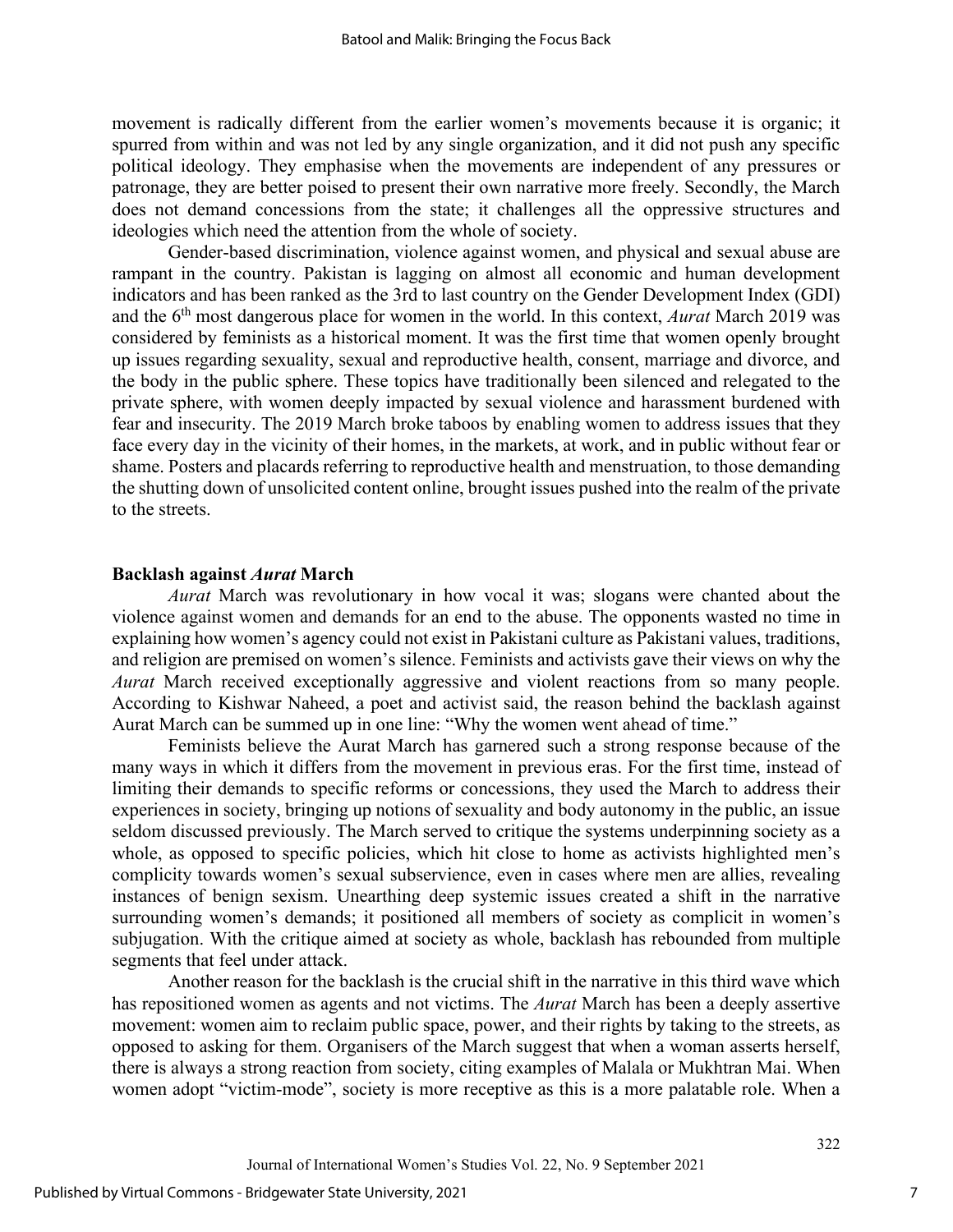movement is radically different from the earlier women's movements because it is organic; it spurred from within and was not led by any single organization, and it did not push any specific political ideology. They emphasise when the movements are independent of any pressures or patronage, they are better poised to present their own narrative more freely. Secondly, the March does not demand concessions from the state; it challenges all the oppressive structures and ideologies which need the attention from the whole of society.

Gender-based discrimination, violence against women, and physical and sexual abuse are rampant in the country. Pakistan is lagging on almost all economic and human development indicators and has been ranked as the 3rd to last country on the Gender Development Index (GDI) and the 6th most dangerous place for women in the world. In this context, *Aurat* March 2019 was considered by feminists as a historical moment. It was the first time that women openly brought up issues regarding sexuality, sexual and reproductive health, consent, marriage and divorce, and the body in the public sphere. These topics have traditionally been silenced and relegated to the private sphere, with women deeply impacted by sexual violence and harassment burdened with fear and insecurity. The 2019 March broke taboos by enabling women to address issues that they face every day in the vicinity of their homes, in the markets, at work, and in public without fear or shame. Posters and placards referring to reproductive health and menstruation, to those demanding the shutting down of unsolicited content online, brought issues pushed into the realm of the private to the streets.

## Backlash against *Aurat* March

*Aurat* March was revolutionary in how vocal it was; slogans were chanted about the violence against women and demands for an end to the abuse. The opponents wasted no time in explaining how women's agency could not exist in Pakistani culture as Pakistani values, traditions, and religion are premised on women's silence. Feminists and activists gave their views on why the *Aurat* March received exceptionally aggressive and violent reactions from so many people. According to Kishwar Naheed, a poet and activist said, the reason behind the backlash against Aurat March can be summed up in one line: "Why the women went ahead of time."

Feminists believe the Aurat March has garnered such a strong response because of the many ways in which it differs from the movement in previous eras. For the first time, instead of limiting their demands to specific reforms or concessions, they used the March to address their experiences in society, bringing up notions of sexuality and body autonomy in the public, an issue seldom discussed previously. The March served to critique the systems underpinning society as a whole, as opposed to specific policies, which hit close to home as activists highlighted men's complicity towards women's sexual subservience, even in cases where men are allies, revealing instances of benign sexism. Unearthing deep systemic issues created a shift in the narrative surrounding women's demands; it positioned all members of society as complicit in women's subjugation. With the critique aimed at society as whole, backlash has rebounded from multiple segments that feel under attack.

Another reason for the backlash is the crucial shift in the narrative in this third wave which has repositioned women as agents and not victims. The *Aurat* March has been a deeply assertive movement: women aim to reclaim public space, power, and their rights by taking to the streets, as opposed to asking for them. Organisers of the March suggest that when a woman asserts herself, there is always a strong reaction from society, citing examples of Malala or Mukhtran Mai. When women adopt "victim-mode", society is more receptive as this is a more palatable role. When a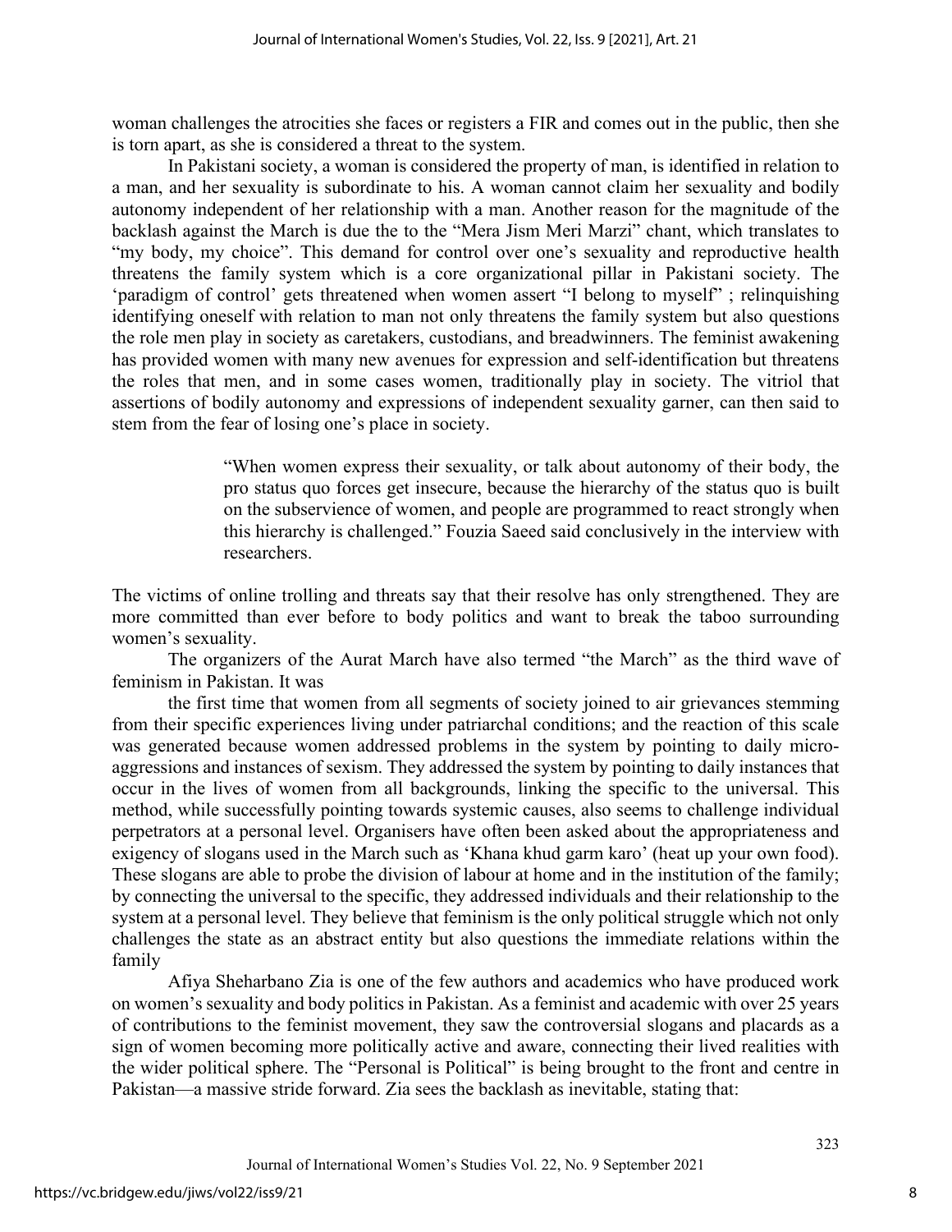woman challenges the atrocities she faces or registers a FIR and comes out in the public, then she is torn apart, as she is considered a threat to the system.

In Pakistani society, a woman is considered the property of man, is identified in relation to a man, and her sexuality is subordinate to his. A woman cannot claim her sexuality and bodily autonomy independent of her relationship with a man. Another reason for the magnitude of the backlash against the March is due the to the "Mera Jism Meri Marzi" chant, which translates to "my body, my choice". This demand for control over one's sexuality and reproductive health threatens the family system which is a core organizational pillar in Pakistani society. The 'paradigm of control' gets threatened when women assert "I belong to myself" ; relinquishing identifying oneself with relation to man not only threatens the family system but also questions the role men play in society as caretakers, custodians, and breadwinners. The feminist awakening has provided women with many new avenues for expression and self-identification but threatens the roles that men, and in some cases women, traditionally play in society. The vitriol that assertions of bodily autonomy and expressions of independent sexuality garner, can then said to stem from the fear of losing one's place in society.

> "When women express their sexuality, or talk about autonomy of their body, the pro status quo forces get insecure, because the hierarchy of the status quo is built on the subservience of women, and people are programmed to react strongly when this hierarchy is challenged." Fouzia Saeed said conclusively in the interview with researchers.

The victims of online trolling and threats say that their resolve has only strengthened. They are more committed than ever before to body politics and want to break the taboo surrounding women's sexuality.

The organizers of the Aurat March have also termed "the March" as the third wave of feminism in Pakistan. It was

the first time that women from all segments of society joined to air grievances stemming from their specific experiences living under patriarchal conditions; and the reaction of this scale was generated because women addressed problems in the system by pointing to daily micro-aggressions and instances of sexism. They addressed the system by pointing to daily instances that occur in the lives of women from all backgrounds, linking the specific to the universal. This method, while successfully pointing towards systemic causes, also seems to challenge individual perpetrators at a personal level. Organisers have often been asked about the appropriateness and exigency of slogans used in the March such as 'Khana khud garm karo' (heat up your own food). These slogans are able to probe the division of labour at home and in the institution of the family; by connecting the universal to the specific, they addressed individuals and their relationship to the system at a personal level. They believe that feminism is the only political struggle which not only challenges the state as an abstract entity but also questions the immediate relations within the family

Afiya Sheharbano Zia is one of the few authors and academics who have produced work on women's sexuality and body politics in Pakistan. As a feminist and academic with over 25 years of contributions to the feminist movement, they saw the controversial slogans and placards as a sign of women becoming more politically active and aware, connecting their lived realities with the wider political sphere. The "Personal is Political" is being brought to the front and centre in Pakistan—a massive stride forward. Zia sees the backlash as inevitable, stating that: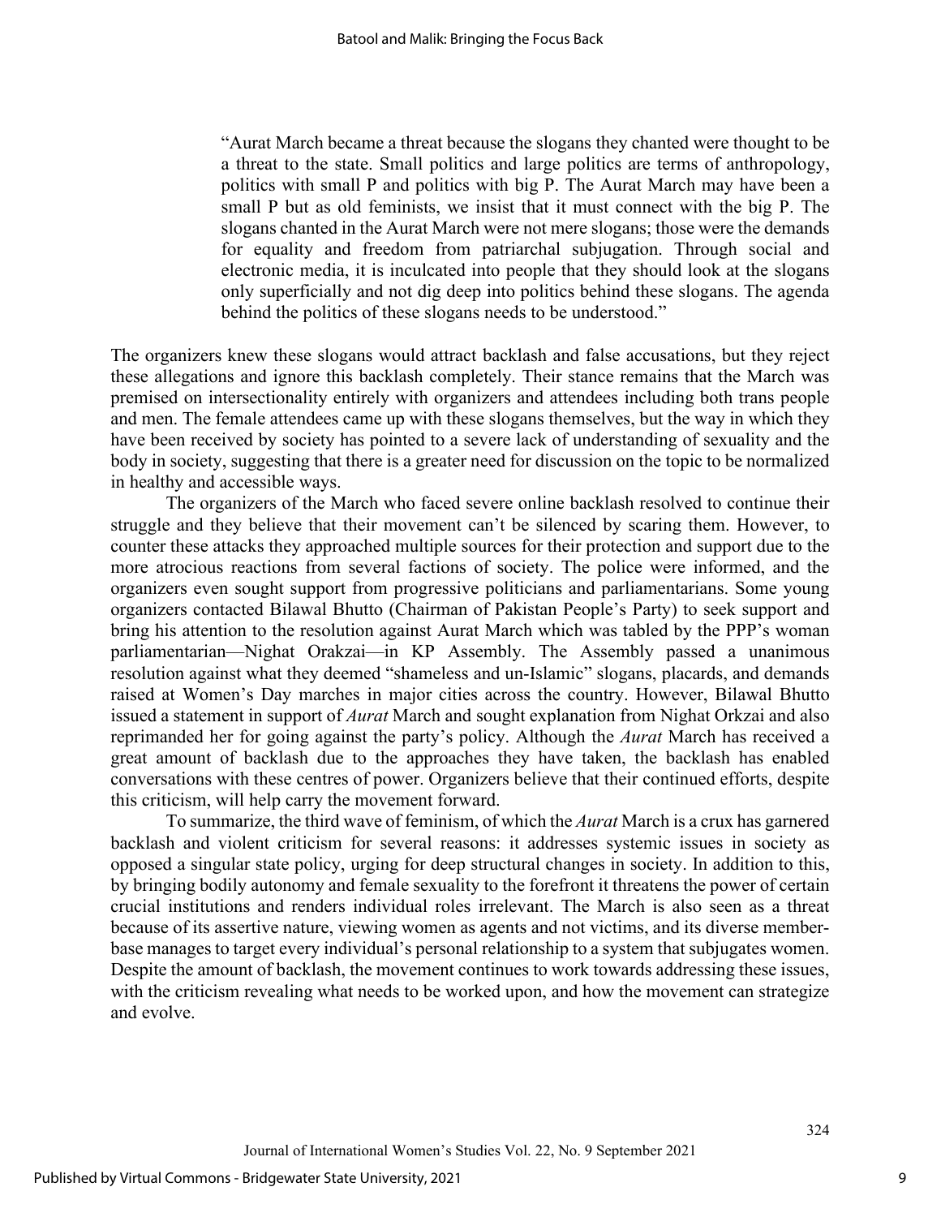> "Aurat March became a threat because the slogans they chanted were thought to be a threat to the state. Small politics and large politics are terms of anthropology, politics with small P and politics with big P. The Aurat March may have been a small P but as old feminists, we insist that it must connect with the big P. The slogans chanted in the Aurat March were not mere slogans; those were the demands for equality and freedom from patriarchal subjugation. Through social and electronic media, it is inculcated into people that they should look at the slogans only superficially and not dig deep into politics behind these slogans. The agenda behind the politics of these slogans needs to be understood."

The organizers knew these slogans would attract backlash and false accusations, but they reject these allegations and ignore this backlash completely. Their stance remains that the March was premised on intersectionality entirely with organizers and attendees including both trans people and men. The female attendees came up with these slogans themselves, but the way in which they have been received by society has pointed to a severe lack of understanding of sexuality and the body in society, suggesting that there is a greater need for discussion on the topic to be normalized in healthy and accessible ways.

The organizers of the March who faced severe online backlash resolved to continue their struggle and they believe that their movement can't be silenced by scaring them. However, to counter these attacks they approached multiple sources for their protection and support due to the more atrocious reactions from several factions of society. The police were informed, and the organizers even sought support from progressive politicians and parliamentarians. Some young organizers contacted Bilawal Bhutto (Chairman of Pakistan People's Party) to seek support and bring his attention to the resolution against Aurat March which was tabled by the PPP's woman parliamentarian—Nighat Orakzai—in KP Assembly. The Assembly passed a unanimous resolution against what they deemed "shameless and un-Islamic" slogans, placards, and demands raised at Women's Day marches in major cities across the country. However, Bilawal Bhutto issued a statement in support of *Aurat* March and sought explanation from Nighat Orkzai and also reprimanded her for going against the party's policy. Although the *Aurat* March has received a great amount of backlash due to the approaches they have taken, the backlash has enabled conversations with these centres of power. Organizers believe that their continued efforts, despite this criticism, will help carry the movement forward.

To summarize, the third wave of feminism, of which the *Aurat* March is a crux has garnered backlash and violent criticism for several reasons: it addresses systemic issues in society as opposed a singular state policy, urging for deep structural changes in society. In addition to this, by bringing bodily autonomy and female sexuality to the forefront it threatens the power of certain crucial institutions and renders individual roles irrelevant. The March is also seen as a threat because of its assertive nature, viewing women as agents and not victims, and its diverse member-base manages to target every individual's personal relationship to a system that subjugates women. Despite the amount of backlash, the movement continues to work towards addressing these issues, with the criticism revealing what needs to be worked upon, and how the movement can strategize and evolve.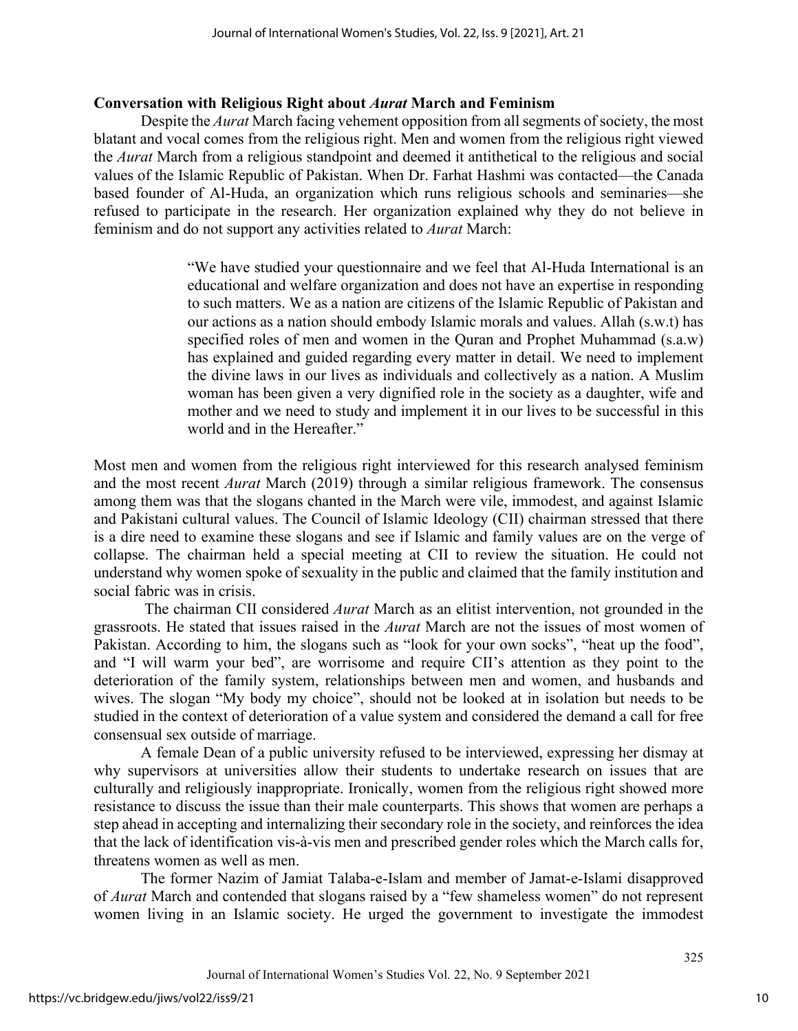**Conversation with Religious Right about *Aurat* March and Feminism**

Despite the *Aurat* March facing vehement opposition from all segments of society, the most blatant and vocal comes from the religious right. Men and women from the religious right viewed the *Aurat* March from a religious standpoint and deemed it antithetical to the religious and social values of the Islamic Republic of Pakistan. When Dr. Farhat Hashmi was contacted—the Canada based founder of Al-Huda, an organization which runs religious schools and seminaries—she refused to participate in the research. Her organization explained why they do not believe in feminism and do not support any activities related to *Aurat* March:

> "We have studied your questionnaire and we feel that Al-Huda International is an educational and welfare organization and does not have an expertise in responding to such matters. We as a nation are citizens of the Islamic Republic of Pakistan and our actions as a nation should embody Islamic morals and values. Allah (s.w.t) has specified roles of men and women in the Quran and Prophet Muhammad (s.a.w) has explained and guided regarding every matter in detail. We need to implement the divine laws in our lives as individuals and collectively as a nation. A Muslim woman has been given a very dignified role in the society as a daughter, wife and mother and we need to study and implement it in our lives to be successful in this world and in the Hereafter."

Most men and women from the religious right interviewed for this research analysed feminism and the most recent *Aurat* March (2019) through a similar religious framework. The consensus among them was that the slogans chanted in the March were vile, immodest, and against Islamic and Pakistani cultural values. The Council of Islamic Ideology (CII) chairman stressed that there is a dire need to examine these slogans and see if Islamic and family values are on the verge of collapse. The chairman held a special meeting at CII to review the situation. He could not understand why women spoke of sexuality in the public and claimed that the family institution and social fabric was in crisis.

The chairman CII considered *Aurat* March as an elitist intervention, not grounded in the grassroots. He stated that issues raised in the *Aurat* March are not the issues of most women of Pakistan. According to him, the slogans such as "look for your own socks", "heat up the food", and "I will warm your bed", are worrisome and require CII's attention as they point to the deterioration of the family system, relationships between men and women, and husbands and wives. The slogan "My body my choice", should not be looked at in isolation but needs to be studied in the context of deterioration of a value system and considered the demand a call for free consensual sex outside of marriage.

A female Dean of a public university refused to be interviewed, expressing her dismay at why supervisors at universities allow their students to undertake research on issues that are culturally and religiously inappropriate. Ironically, women from the religious right showed more resistance to discuss the issue than their male counterparts. This shows that women are perhaps a step ahead in accepting and internalizing their secondary role in the society, and reinforces the idea that the lack of identification vis-à-vis men and prescribed gender roles which the March calls for, threatens women as well as men.

The former Nazim of Jamiat Talaba-e-Islam and member of Jamat-e-Islami disapproved of *Aurat* March and contended that slogans raised by a "few shameless women" do not represent women living in an Islamic society. He urged the government to investigate the immodest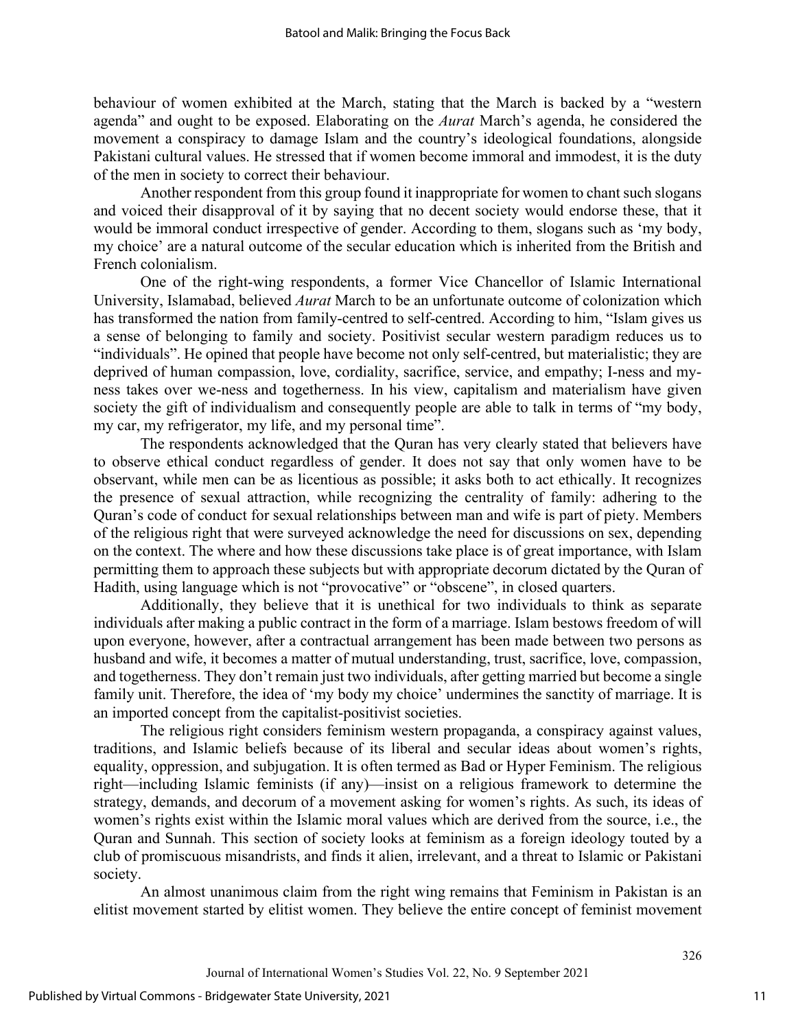behaviour of women exhibited at the March, stating that the March is backed by a "western agenda" and ought to be exposed. Elaborating on the *Aurat* March's agenda, he considered the movement a conspiracy to damage Islam and the country's ideological foundations, alongside Pakistani cultural values. He stressed that if women become immoral and immodest, it is the duty of the men in society to correct their behaviour.

Another respondent from this group found it inappropriate for women to chant such slogans and voiced their disapproval of it by saying that no decent society would endorse these, that it would be immoral conduct irrespective of gender. According to them, slogans such as 'my body, my choice' are a natural outcome of the secular education which is inherited from the British and French colonialism.

One of the right-wing respondents, a former Vice Chancellor of Islamic International University, Islamabad, believed *Aurat* March to be an unfortunate outcome of colonization which has transformed the nation from family-centred to self-centred. According to him, "Islam gives us a sense of belonging to family and society. Positivist secular western paradigm reduces us to "individuals". He opined that people have become not only self-centred, but materialistic; they are deprived of human compassion, love, cordiality, sacrifice, service, and empathy; I-ness and my-ness takes over we-ness and togetherness. In his view, capitalism and materialism have given society the gift of individualism and consequently people are able to talk in terms of "my body, my car, my refrigerator, my life, and my personal time".

The respondents acknowledged that the Quran has very clearly stated that believers have to observe ethical conduct regardless of gender. It does not say that only women have to be observant, while men can be as licentious as possible; it asks both to act ethically. It recognizes the presence of sexual attraction, while recognizing the centrality of family: adhering to the Quran's code of conduct for sexual relationships between man and wife is part of piety. Members of the religious right that were surveyed acknowledge the need for discussions on sex, depending on the context. The where and how these discussions take place is of great importance, with Islam permitting them to approach these subjects but with appropriate decorum dictated by the Quran of Hadith, using language which is not "provocative" or "obscene", in closed quarters.

Additionally, they believe that it is unethical for two individuals to think as separate individuals after making a public contract in the form of a marriage. Islam bestows freedom of will upon everyone, however, after a contractual arrangement has been made between two persons as husband and wife, it becomes a matter of mutual understanding, trust, sacrifice, love, compassion, and togetherness. They don't remain just two individuals, after getting married but become a single family unit. Therefore, the idea of 'my body my choice' undermines the sanctity of marriage. It is an imported concept from the capitalist-positivist societies.

The religious right considers feminism western propaganda, a conspiracy against values, traditions, and Islamic beliefs because of its liberal and secular ideas about women's rights, equality, oppression, and subjugation. It is often termed as Bad or Hyper Feminism. The religious right—including Islamic feminists (if any)—insist on a religious framework to determine the strategy, demands, and decorum of a movement asking for women's rights. As such, its ideas of women's rights exist within the Islamic moral values which are derived from the source, i.e., the Quran and Sunnah. This section of society looks at feminism as a foreign ideology touted by a club of promiscuous misandrists, and finds it alien, irrelevant, and a threat to Islamic or Pakistani society.

An almost unanimous claim from the right wing remains that Feminism in Pakistan is an elitist movement started by elitist women. They believe the entire concept of feminist movement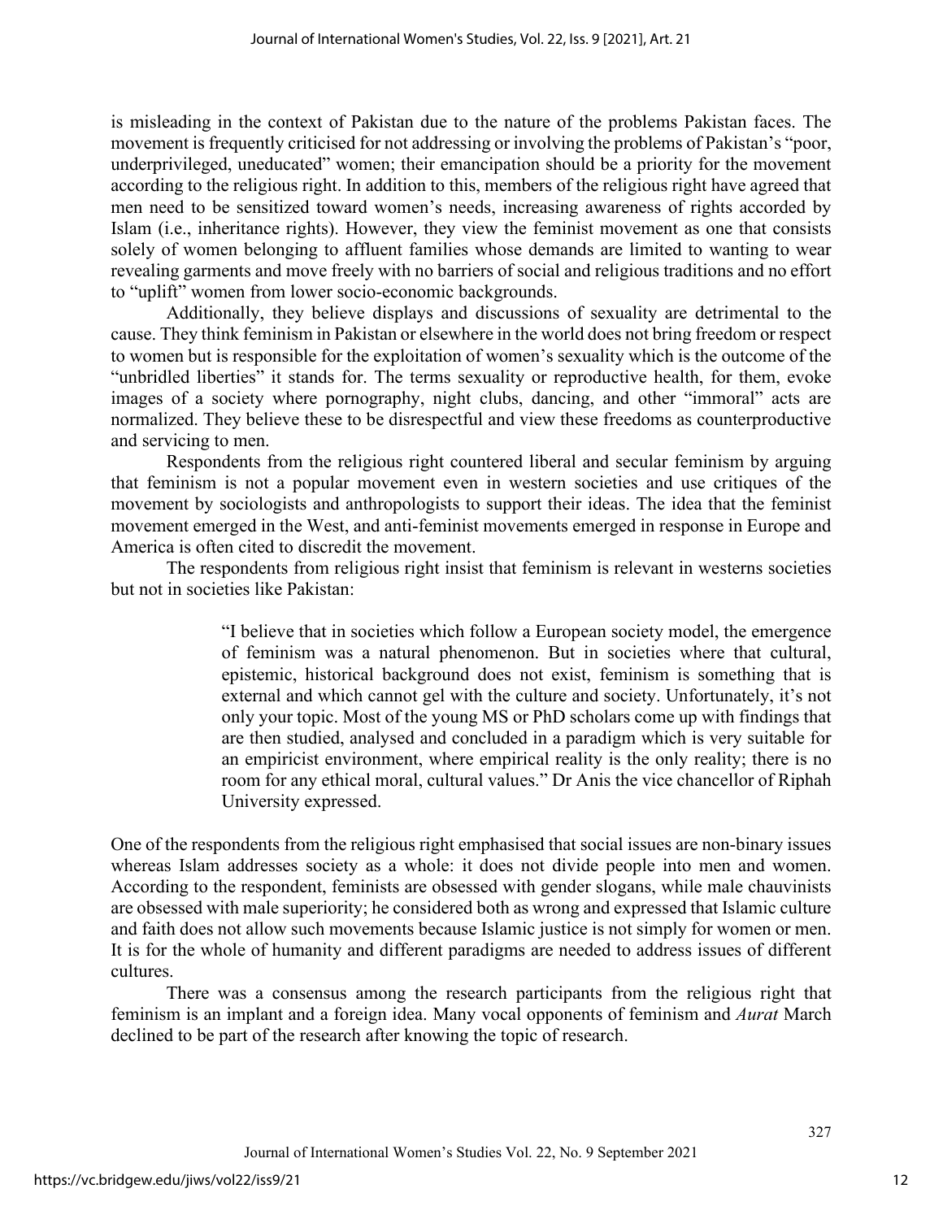is misleading in the context of Pakistan due to the nature of the problems Pakistan faces. The movement is frequently criticised for not addressing or involving the problems of Pakistan's "poor, underprivileged, uneducated" women; their emancipation should be a priority for the movement according to the religious right. In addition to this, members of the religious right have agreed that men need to be sensitized toward women's needs, increasing awareness of rights accorded by Islam (i.e., inheritance rights). However, they view the feminist movement as one that consists solely of women belonging to affluent families whose demands are limited to wanting to wear revealing garments and move freely with no barriers of social and religious traditions and no effort to "uplift" women from lower socio-economic backgrounds.

Additionally, they believe displays and discussions of sexuality are detrimental to the cause. They think feminism in Pakistan or elsewhere in the world does not bring freedom or respect to women but is responsible for the exploitation of women's sexuality which is the outcome of the "unbridled liberties" it stands for. The terms sexuality or reproductive health, for them, evoke images of a society where pornography, night clubs, dancing, and other "immoral" acts are normalized. They believe these to be disrespectful and view these freedoms as counterproductive and servicing to men.

Respondents from the religious right countered liberal and secular feminism by arguing that feminism is not a popular movement even in western societies and use critiques of the movement by sociologists and anthropologists to support their ideas. The idea that the feminist movement emerged in the West, and anti-feminist movements emerged in response in Europe and America is often cited to discredit the movement.

The respondents from religious right insist that feminism is relevant in westerns societies but not in societies like Pakistan:

> "I believe that in societies which follow a European society model, the emergence of feminism was a natural phenomenon. But in societies where that cultural, epistemic, historical background does not exist, feminism is something that is external and which cannot gel with the culture and society. Unfortunately, it's not only your topic. Most of the young MS or PhD scholars come up with findings that are then studied, analysed and concluded in a paradigm which is very suitable for an empiricist environment, where empirical reality is the only reality; there is no room for any ethical moral, cultural values." Dr Anis the vice chancellor of Riphah University expressed.

One of the respondents from the religious right emphasised that social issues are non-binary issues whereas Islam addresses society as a whole: it does not divide people into men and women. According to the respondent, feminists are obsessed with gender slogans, while male chauvinists are obsessed with male superiority; he considered both as wrong and expressed that Islamic culture and faith does not allow such movements because Islamic justice is not simply for women or men. It is for the whole of humanity and different paradigms are needed to address issues of different cultures.

There was a consensus among the research participants from the religious right that feminism is an implant and a foreign idea. Many vocal opponents of feminism and *Aurat* March declined to be part of the research after knowing the topic of research.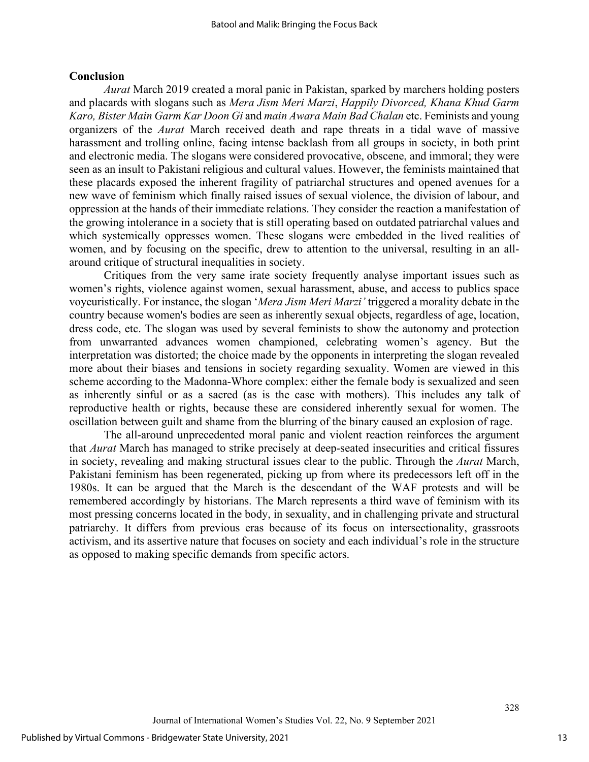## Conclusion

*Aurat* March 2019 created a moral panic in Pakistan, sparked by marchers holding posters and placards with slogans such as *Mera Jism Meri Marzi*, *Happily Divorced, Khana Khud Garm Karo, Bister Main Garm Kar Doon Gi* and *main Awara Main Bad Chalan* etc. Feminists and young organizers of the *Aurat* March received death and rape threats in a tidal wave of massive harassment and trolling online, facing intense backlash from all groups in society, in both print and electronic media. The slogans were considered provocative, obscene, and immoral; they were seen as an insult to Pakistani religious and cultural values. However, the feminists maintained that these placards exposed the inherent fragility of patriarchal structures and opened avenues for a new wave of feminism which finally raised issues of sexual violence, the division of labour, and oppression at the hands of their immediate relations. They consider the reaction a manifestation of the growing intolerance in a society that is still operating based on outdated patriarchal values and which systemically oppresses women. These slogans were embedded in the lived realities of women, and by focusing on the specific, drew to attention to the universal, resulting in an all-around critique of structural inequalities in society.

Critiques from the very same irate society frequently analyse important issues such as women's rights, violence against women, sexual harassment, abuse, and access to publics space voyeuristically. For instance, the slogan '*Mera Jism Meri Marzi'* triggered a morality debate in the country because women's bodies are seen as inherently sexual objects, regardless of age, location, dress code, etc. The slogan was used by several feminists to show the autonomy and protection from unwarranted advances women championed, celebrating women's agency. But the interpretation was distorted; the choice made by the opponents in interpreting the slogan revealed more about their biases and tensions in society regarding sexuality. Women are viewed in this scheme according to the Madonna-Whore complex: either the female body is sexualized and seen as inherently sinful or as a sacred (as is the case with mothers). This includes any talk of reproductive health or rights, because these are considered inherently sexual for women. The oscillation between guilt and shame from the blurring of the binary caused an explosion of rage.

The all-around unprecedented moral panic and violent reaction reinforces the argument that *Aurat* March has managed to strike precisely at deep-seated insecurities and critical fissures in society, revealing and making structural issues clear to the public. Through the *Aurat* March, Pakistani feminism has been regenerated, picking up from where its predecessors left off in the 1980s. It can be argued that the March is the descendant of the WAF protests and will be remembered accordingly by historians. The March represents a third wave of feminism with its most pressing concerns located in the body, in sexuality, and in challenging private and structural patriarchy. It differs from previous eras because of its focus on intersectionality, grassroots activism, and its assertive nature that focuses on society and each individual's role in the structure as opposed to making specific demands from specific actors.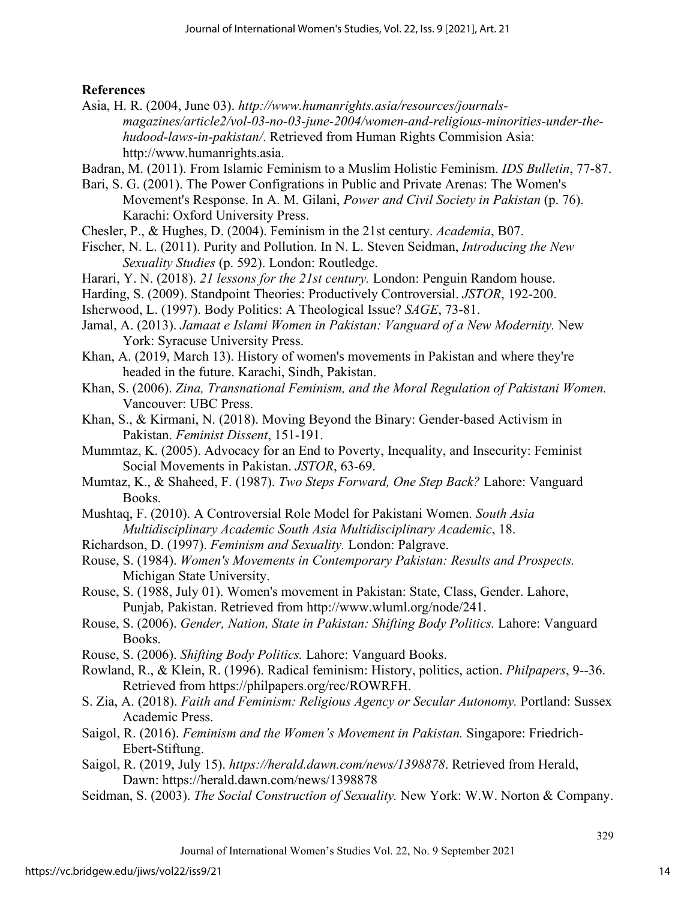**References**

Asia, H. R. (2004, June 03). *http://www.humanrights.asia/resources/journals-magazines/article2/vol-03-no-03-june-2004/women-and-religious-minorities-under-the-hudood-laws-in-pakistan/*. Retrieved from Human Rights Commision Asia: http://www.humanrights.asia.

Badran, M. (2011). From Islamic Feminism to a Muslim Holistic Feminism. *IDS Bulletin*, 77-87.

Bari, S. G. (2001). The Power Configrations in Public and Private Arenas: The Women's Movement's Response. In A. M. Gilani, *Power and Civil Society in Pakistan* (p. 76). Karachi: Oxford University Press.

Chesler, P., & Hughes, D. (2004). Feminism in the 21st century. *Academia*, B07.

Fischer, N. L. (2011). Purity and Pollution. In N. L. Steven Seidman, *Introducing the New Sexuality Studies* (p. 592). London: Routledge.

Harari, Y. N. (2018). *21 lessons for the 21st century.* London: Penguin Random house.

Harding, S. (2009). Standpoint Theories: Productively Controversial. *JSTOR*, 192-200.

Isherwood, L. (1997). Body Politics: A Theological Issue? *SAGE*, 73-81.

Jamal, A. (2013). *Jamaat e Islami Women in Pakistan: Vanguard of a New Modernity.* New York: Syracuse University Press.

Khan, A. (2019, March 13). History of women's movements in Pakistan and where they're headed in the future. Karachi, Sindh, Pakistan.

Khan, S. (2006). *Zina, Transnational Feminism, and the Moral Regulation of Pakistani Women.* Vancouver: UBC Press.

Khan, S., & Kirmani, N. (2018). Moving Beyond the Binary: Gender-based Activism in Pakistan. *Feminist Dissent*, 151-191.

Mummtaz, K. (2005). Advocacy for an End to Poverty, Inequality, and Insecurity: Feminist Social Movements in Pakistan. *JSTOR*, 63-69.

Mumtaz, K., & Shaheed, F. (1987). *Two Steps Forward, One Step Back?* Lahore: Vanguard Books.

Mushtaq, F. (2010). A Controversial Role Model for Pakistani Women. *South Asia Multidisciplinary Academic South Asia Multidisciplinary Academic*, 18.

Richardson, D. (1997). *Feminism and Sexuality.* London: Palgrave.

Rouse, S. (1984). *Women's Movements in Contemporary Pakistan: Results and Prospects.* Michigan State University.

Rouse, S. (1988, July 01). Women's movement in Pakistan: State, Class, Gender. Lahore, Punjab, Pakistan. Retrieved from http://www.wluml.org/node/241.

Rouse, S. (2006). *Gender, Nation, State in Pakistan: Shifting Body Politics.* Lahore: Vanguard Books.

Rouse, S. (2006). *Shifting Body Politics.* Lahore: Vanguard Books.

Rowland, R., & Klein, R. (1996). Radical feminism: History, politics, action. *Philpapers*, 9--36. Retrieved from https://philpapers.org/rec/ROWRFH.

S. Zia, A. (2018). *Faith and Feminism: Religious Agency or Secular Autonomy.* Portland: Sussex Academic Press.

Saigol, R. (2016). *Feminism and the Women's Movement in Pakistan.* Singapore: Friedrich-Ebert-Stiftung.

Saigol, R. (2019, July 15). *https://herald.dawn.com/news/1398878*. Retrieved from Herald, Dawn: https://herald.dawn.com/news/1398878

Seidman, S. (2003). *The Social Construction of Sexuality.* New York: W.W. Norton & Company.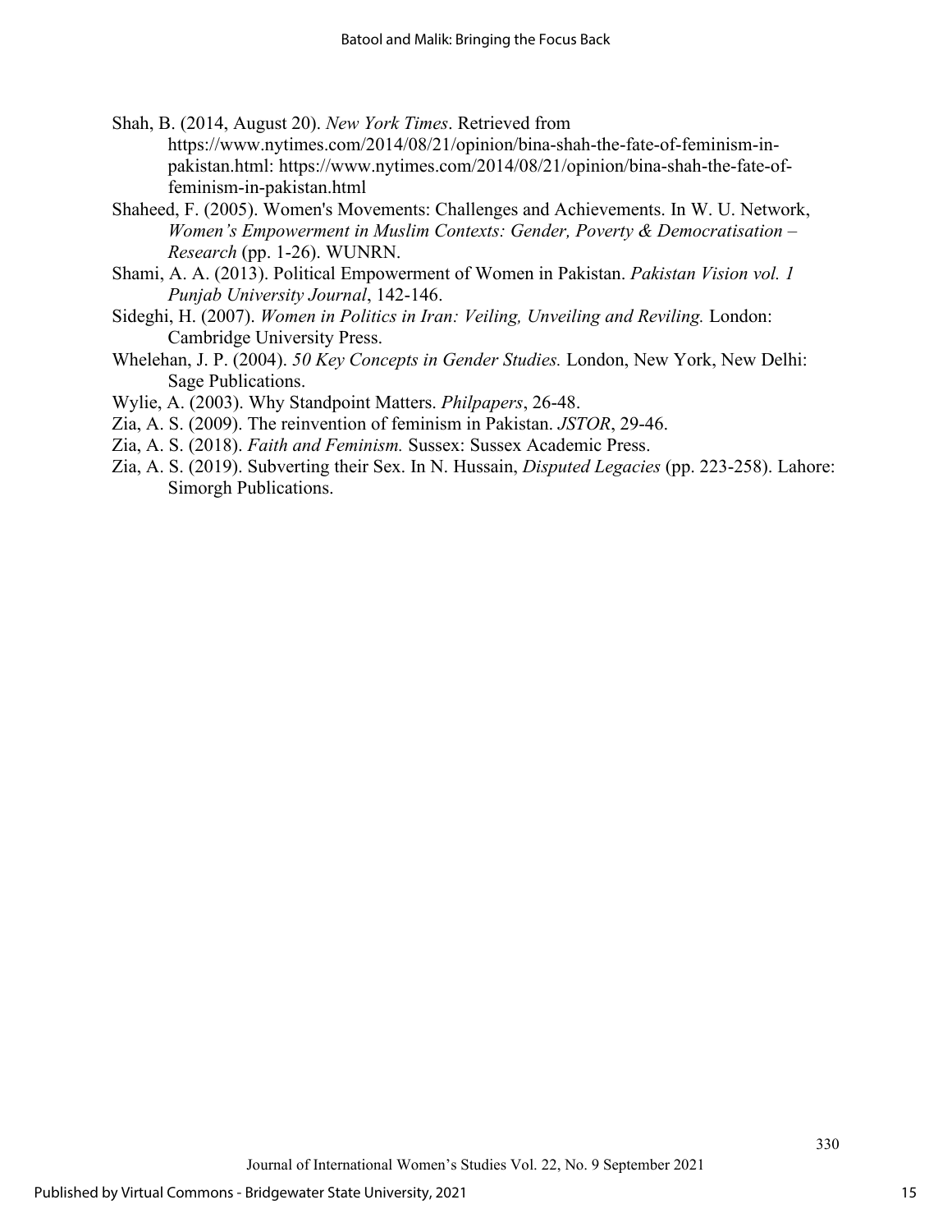Shah, B. (2014, August 20). *New York Times*. Retrieved from https://www.nytimes.com/2014/08/21/opinion/bina-shah-the-fate-of-feminism-in-pakistan.html: https://www.nytimes.com/2014/08/21/opinion/bina-shah-the-fate-of-feminism-in-pakistan.html

Shaheed, F. (2005). Women's Movements: Challenges and Achievements. In W. U. Network, *Women's Empowerment in Muslim Contexts: Gender, Poverty & Democratisation – Research* (pp. 1-26). WUNRN.

Shami, A. A. (2013). Political Empowerment of Women in Pakistan. *Pakistan Vision vol. 1 Punjab University Journal*, 142-146.

Sideghi, H. (2007). *Women in Politics in Iran: Veiling, Unveiling and Reviling.* London: Cambridge University Press.

Whelehan, J. P. (2004). *50 Key Concepts in Gender Studies.* London, New York, New Delhi: Sage Publications.

Wylie, A. (2003). Why Standpoint Matters. *Philpapers*, 26-48.

Zia, A. S. (2009). The reinvention of feminism in Pakistan. *JSTOR*, 29-46.

Zia, A. S. (2018). *Faith and Feminism.* Sussex: Sussex Academic Press.

Zia, A. S. (2019). Subverting their Sex. In N. Hussain, *Disputed Legacies* (pp. 223-258). Lahore: Simorgh Publications.